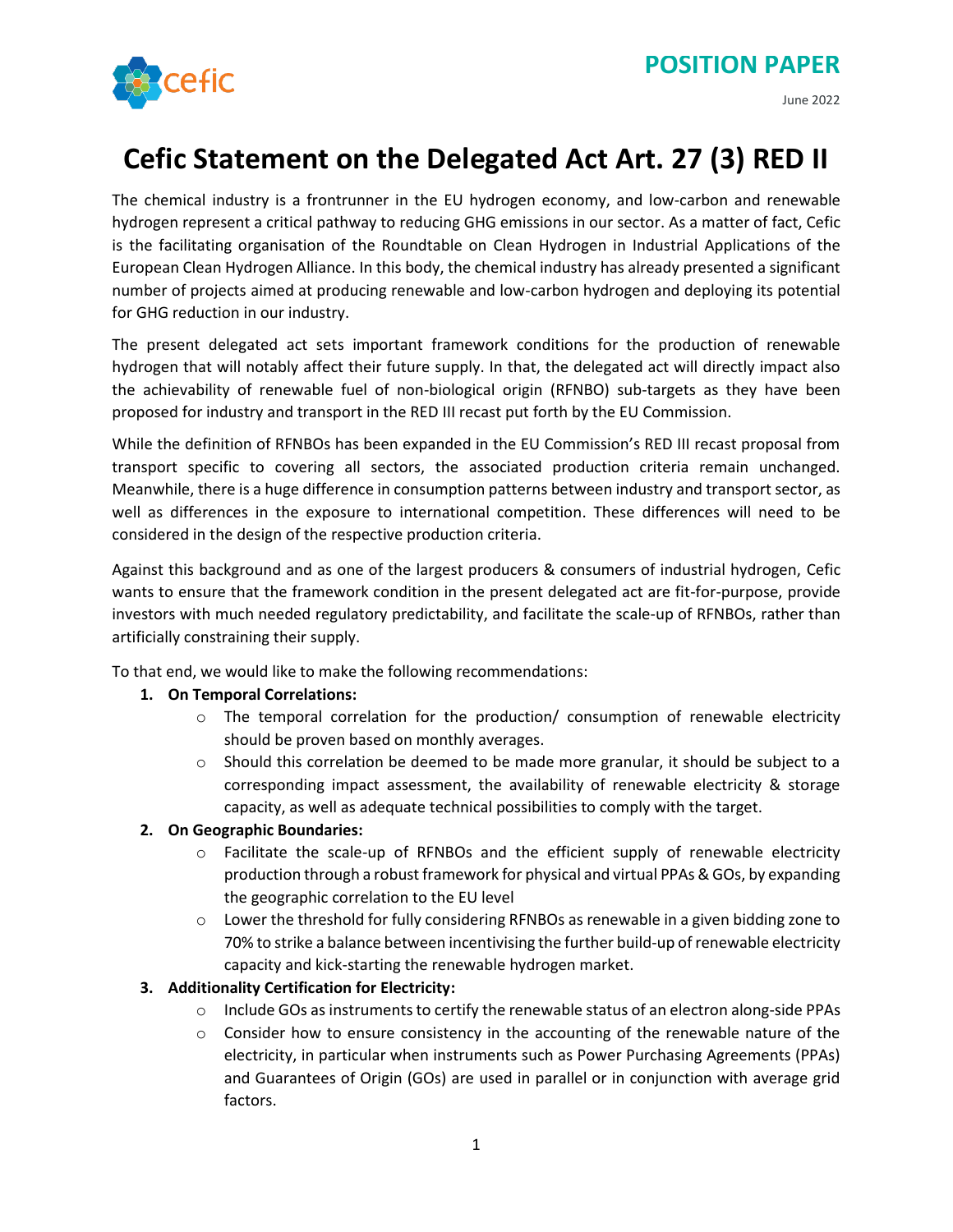POSITION PAPER

June 2022

# Cefic Statement on the Delegated Act Art. 27 (3) RED II

The chemical industry is a frontrunner in the EU hydrogen economy, and low-carbon and renewable hydrogen represent a critical pathway to reducing GHG emissions in our sector. As a matter of fact, Cefic is the facilitating organisation of the Roundtable on Clean Hydrogen in Industrial Applications of the European Clean Hydrogen Alliance. In this body, the chemical industry has already presented a significant number of projects aimed at producing renewable and low-carbon hydrogen and deploying its potential for GHG reduction in our industry.

The present delegated act sets important framework conditions for the production of renewable hydrogen that will notably affect their future supply. In that, the delegated act will directly impact also the achievability of renewable fuel of non-biological origin (RFNBO) sub-targets as they have been proposed for industry and transport in the RED III recast put forth by the EU Commission.

While the definition of RFNBOs has been expanded in the EU Commission's RED III recast proposal from transport specific to covering all sectors, the associated production criteria remain unchanged. Meanwhile, there is a huge difference in consumption patterns between industry and transport sector, as well as differences in the exposure to international competition. These differences will need to be considered in the design of the respective production criteria.

Against this background and as one of the largest producers & consumers of industrial hydrogen, Cefic wants to ensure that the framework condition in the present delegated act are fit-for-purpose, provide investors with much needed regulatory predictability, and facilitate the scale-up of RFNBOs, rather than artificially constraining their supply.

To that end, we would like to make the following recommendations:

1. **On Temporal Correlations:**
   - The temporal correlation for the production/ consumption of renewable electricity should be proven based on monthly averages.
   - Should this correlation be deemed to be made more granular, it should be subject to a corresponding impact assessment, the availability of renewable electricity & storage capacity, as well as adequate technical possibilities to comply with the target.
2. **On Geographic Boundaries:**
   - Facilitate the scale-up of RFNBOs and the efficient supply of renewable electricity production through a robust framework for physical and virtual PPAs & GOs, by expanding the geographic correlation to the EU level
   - Lower the threshold for fully considering RFNBOs as renewable in a given bidding zone to 70% to strike a balance between incentivising the further build-up of renewable electricity capacity and kick-starting the renewable hydrogen market.
3. **Additionality Certification for Electricity:**
   - Include GOs as instruments to certify the renewable status of an electron along-side PPAs
   - Consider how to ensure consistency in the accounting of the renewable nature of the electricity, in particular when instruments such as Power Purchasing Agreements (PPAs) and Guarantees of Origin (GOs) are used in parallel or in conjunction with average grid factors.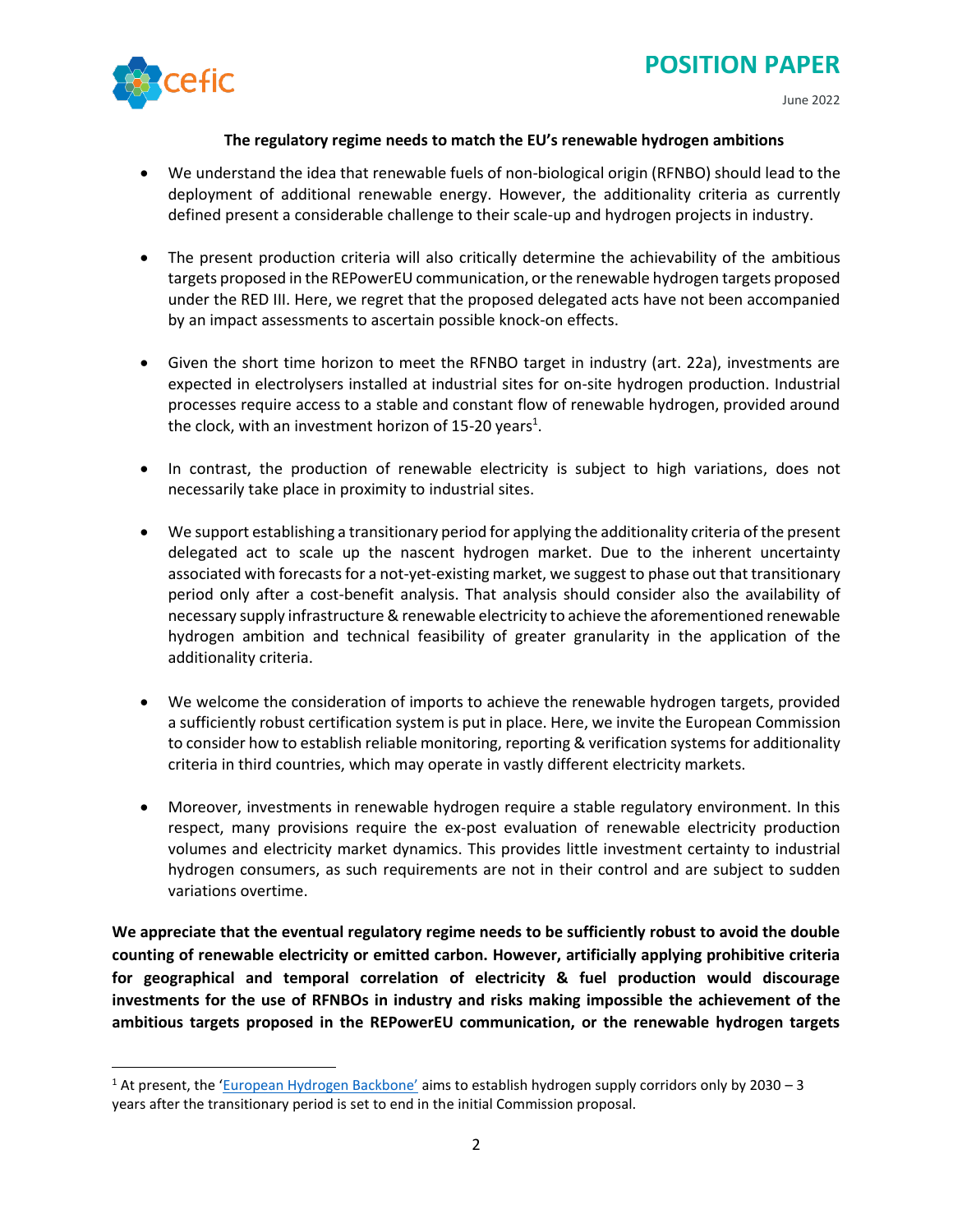**The regulatory regime needs to match the EU's renewable hydrogen ambitions**

- We understand the idea that renewable fuels of non-biological origin (RFNBO) should lead to the deployment of additional renewable energy. However, the additionality criteria as currently defined present a considerable challenge to their scale-up and hydrogen projects in industry.

- The present production criteria will also critically determine the achievability of the ambitious targets proposed in the REPowerEU communication, or the renewable hydrogen targets proposed under the RED III. Here, we regret that the proposed delegated acts have not been accompanied by an impact assessments to ascertain possible knock-on effects.

- Given the short time horizon to meet the RFNBO target in industry (art. 22a), investments are expected in electrolysers installed at industrial sites for on-site hydrogen production. Industrial processes require access to a stable and constant flow of renewable hydrogen, provided around the clock, with an investment horizon of 15-20 years[1].

- In contrast, the production of renewable electricity is subject to high variations, does not necessarily take place in proximity to industrial sites.

- We support establishing a transitionary period for applying the additionality criteria of the present delegated act to scale up the nascent hydrogen market. Due to the inherent uncertainty associated with forecasts for a not-yet-existing market, we suggest to phase out that transitionary period only after a cost-benefit analysis. That analysis should consider also the availability of necessary supply infrastructure & renewable electricity to achieve the aforementioned renewable hydrogen ambition and technical feasibility of greater granularity in the application of the additionality criteria.

- We welcome the consideration of imports to achieve the renewable hydrogen targets, provided a sufficiently robust certification system is put in place. Here, we invite the European Commission to consider how to establish reliable monitoring, reporting & verification systems for additionality criteria in third countries, which may operate in vastly different electricity markets.

- Moreover, investments in renewable hydrogen require a stable regulatory environment. In this respect, many provisions require the ex-post evaluation of renewable electricity production volumes and electricity market dynamics. This provides little investment certainty to industrial hydrogen consumers, as such requirements are not in their control and are subject to sudden variations overtime.

**We appreciate that the eventual regulatory regime needs to be sufficiently robust to avoid the double counting of renewable electricity or emitted carbon. However, artificially applying prohibitive criteria for geographical and temporal correlation of electricity & fuel production would discourage investments for the use of RFNBOs in industry and risks making impossible the achievement of the ambitious targets proposed in the REPowerEU communication, or the renewable hydrogen targets**

[1] At present, the '[European Hydrogen Backbone'](European Hydrogen Backbone) aims to establish hydrogen supply corridors only by 2030 – 3 years after the transitionary period is set to end in the initial Commission proposal.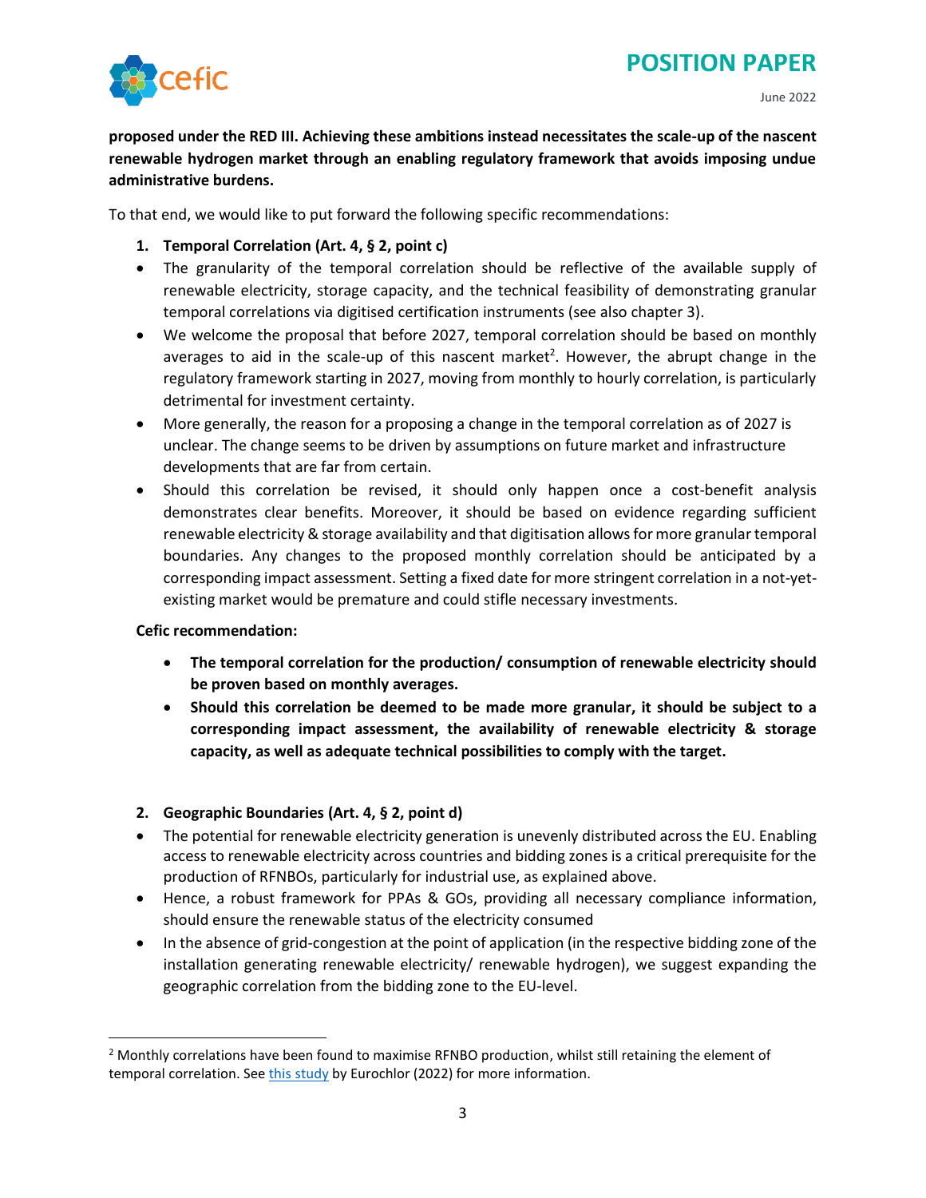**proposed under the RED III. Achieving these ambitions instead necessitates the scale-up of the nascent renewable hydrogen market through an enabling regulatory framework that avoids imposing undue administrative burdens.**

To that end, we would like to put forward the following specific recommendations:

1. **Temporal Correlation (Art. 4, § 2, point c)**

- The granularity of the temporal correlation should be reflective of the available supply of renewable electricity, storage capacity, and the technical feasibility of demonstrating granular temporal correlations via digitised certification instruments (see also chapter 3).
- We welcome the proposal that before 2027, temporal correlation should be based on monthly averages to aid in the scale-up of this nascent market[2]. However, the abrupt change in the regulatory framework starting in 2027, moving from monthly to hourly correlation, is particularly detrimental for investment certainty.
- More generally, the reason for a proposing a change in the temporal correlation as of 2027 is unclear. The change seems to be driven by assumptions on future market and infrastructure developments that are far from certain.
- Should this correlation be revised, it should only happen once a cost-benefit analysis demonstrates clear benefits. Moreover, it should be based on evidence regarding sufficient renewable electricity & storage availability and that digitisation allows for more granular temporal boundaries. Any changes to the proposed monthly correlation should be anticipated by a corresponding impact assessment. Setting a fixed date for more stringent correlation in a not-yet-existing market would be premature and could stifle necessary investments.

**Cefic recommendation:**

- **The temporal correlation for the production/ consumption of renewable electricity should be proven based on monthly averages.**
- **Should this correlation be deemed to be made more granular, it should be subject to a corresponding impact assessment, the availability of renewable electricity & storage capacity, as well as adequate technical possibilities to comply with the target.**

2. **Geographic Boundaries (Art. 4, § 2, point d)**

- The potential for renewable electricity generation is unevenly distributed across the EU. Enabling access to renewable electricity across countries and bidding zones is a critical prerequisite for the production of RFNBOs, particularly for industrial use, as explained above.
- Hence, a robust framework for PPAs & GOs, providing all necessary compliance information, should ensure the renewable status of the electricity consumed
- In the absence of grid-congestion at the point of application (in the respective bidding zone of the installation generating renewable electricity/ renewable hydrogen), we suggest expanding the geographic correlation from the bidding zone to the EU-level.

---

[2] Monthly correlations have been found to maximise RFNBO production, whilst still retaining the element of temporal correlation. See this study by Eurochlor (2022) for more information.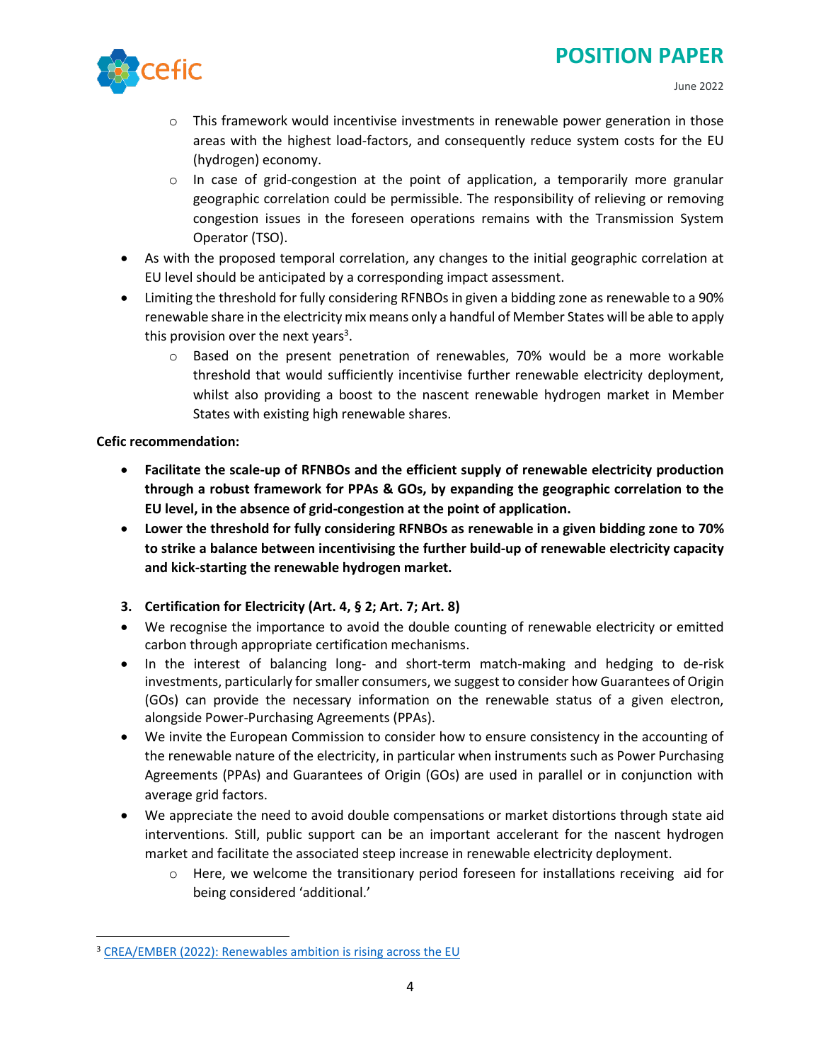- This framework would incentivise investments in renewable power generation in those areas with the highest load-factors, and consequently reduce system costs for the EU (hydrogen) economy.
  - In case of grid-congestion at the point of application, a temporarily more granular geographic correlation could be permissible. The responsibility of relieving or removing congestion issues in the foreseen operations remains with the Transmission System Operator (TSO).
- As with the proposed temporal correlation, any changes to the initial geographic correlation at EU level should be anticipated by a corresponding impact assessment.
- Limiting the threshold for fully considering RFNBOs in given a bidding zone as renewable to a 90% renewable share in the electricity mix means only a handful of Member States will be able to apply this provision over the next years[3].
  - Based on the present penetration of renewables, 70% would be a more workable threshold that would sufficiently incentivise further renewable electricity deployment, whilst also providing a boost to the nascent renewable hydrogen market in Member States with existing high renewable shares.

**Cefic recommendation:**

- **Facilitate the scale-up of RFNBOs and the efficient supply of renewable electricity production through a robust framework for PPAs & GOs, by expanding the geographic correlation to the EU level, in the absence of grid-congestion at the point of application.**
- **Lower the threshold for fully considering RFNBOs as renewable in a given bidding zone to 70% to strike a balance between incentivising the further build-up of renewable electricity capacity and kick-starting the renewable hydrogen market.**

**3. Certification for Electricity (Art. 4, § 2; Art. 7; Art. 8)**

- We recognise the importance to avoid the double counting of renewable electricity or emitted carbon through appropriate certification mechanisms.
- In the interest of balancing long- and short-term match-making and hedging to de-risk investments, particularly for smaller consumers, we suggest to consider how Guarantees of Origin (GOs) can provide the necessary information on the renewable status of a given electron, alongside Power-Purchasing Agreements (PPAs).
- We invite the European Commission to consider how to ensure consistency in the accounting of the renewable nature of the electricity, in particular when instruments such as Power Purchasing Agreements (PPAs) and Guarantees of Origin (GOs) are used in parallel or in conjunction with average grid factors.
- We appreciate the need to avoid double compensations or market distortions through state aid interventions. Still, public support can be an important accelerant for the nascent hydrogen market and facilitate the associated steep increase in renewable electricity deployment.
  - Here, we welcome the transitionary period foreseen for installations receiving aid for being considered 'additional.'

[3] CREA/EMBER (2022): Renewables ambition is rising across the EU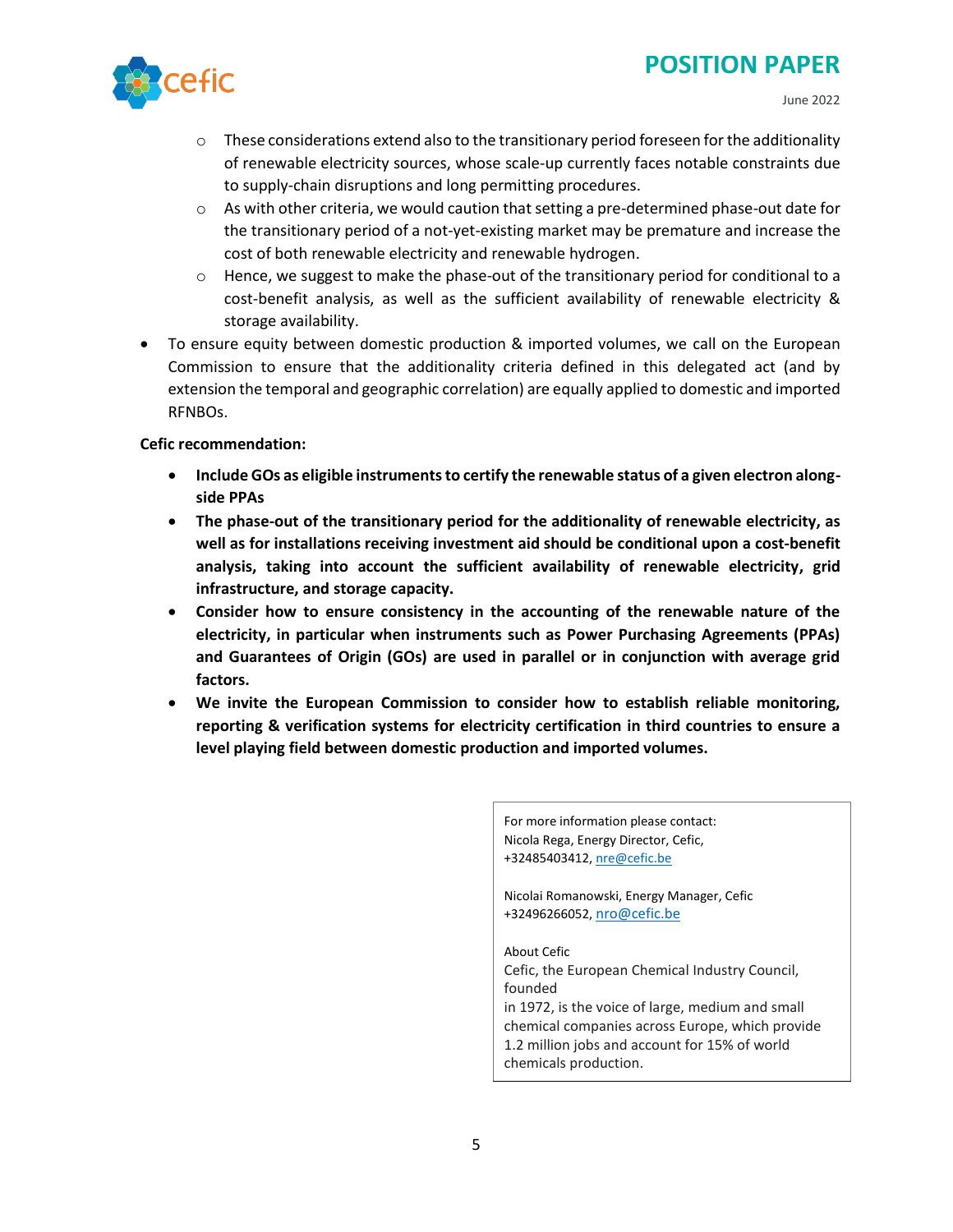- These considerations extend also to the transitionary period foreseen for the additionality of renewable electricity sources, whose scale-up currently faces notable constraints due to supply-chain disruptions and long permitting procedures.
    - As with other criteria, we would caution that setting a pre-determined phase-out date for the transitionary period of a not-yet-existing market may be premature and increase the cost of both renewable electricity and renewable hydrogen.
    - Hence, we suggest to make the phase-out of the transitionary period for conditional to a cost-benefit analysis, as well as the sufficient availability of renewable electricity & storage availability.
- To ensure equity between domestic production & imported volumes, we call on the European Commission to ensure that the additionality criteria defined in this delegated act (and by extension the temporal and geographic correlation) are equally applied to domestic and imported RFNBOs.

**Cefic recommendation:**

- **Include GOs as eligible instruments to certify the renewable status of a given electron along-side PPAs**
- **The phase-out of the transitionary period for the additionality of renewable electricity, as well as for installations receiving investment aid should be conditional upon a cost-benefit analysis, taking into account the sufficient availability of renewable electricity, grid infrastructure, and storage capacity.**
- **Consider how to ensure consistency in the accounting of the renewable nature of the electricity, in particular when instruments such as Power Purchasing Agreements (PPAs) and Guarantees of Origin (GOs) are used in parallel or in conjunction with average grid factors.**
- **We invite the European Commission to consider how to establish reliable monitoring, reporting & verification systems for electricity certification in third countries to ensure a level playing field between domestic production and imported volumes.**

For more information please contact:
Nicola Rega, Energy Director, Cefic,
+32485403412, nre@cefic.be

Nicolai Romanowski, Energy Manager, Cefic
+32496266052, nro@cefic.be

About Cefic
Cefic, the European Chemical Industry Council, founded
in 1972, is the voice of large, medium and small chemical companies across Europe, which provide 1.2 million jobs and account for 15% of world chemicals production.